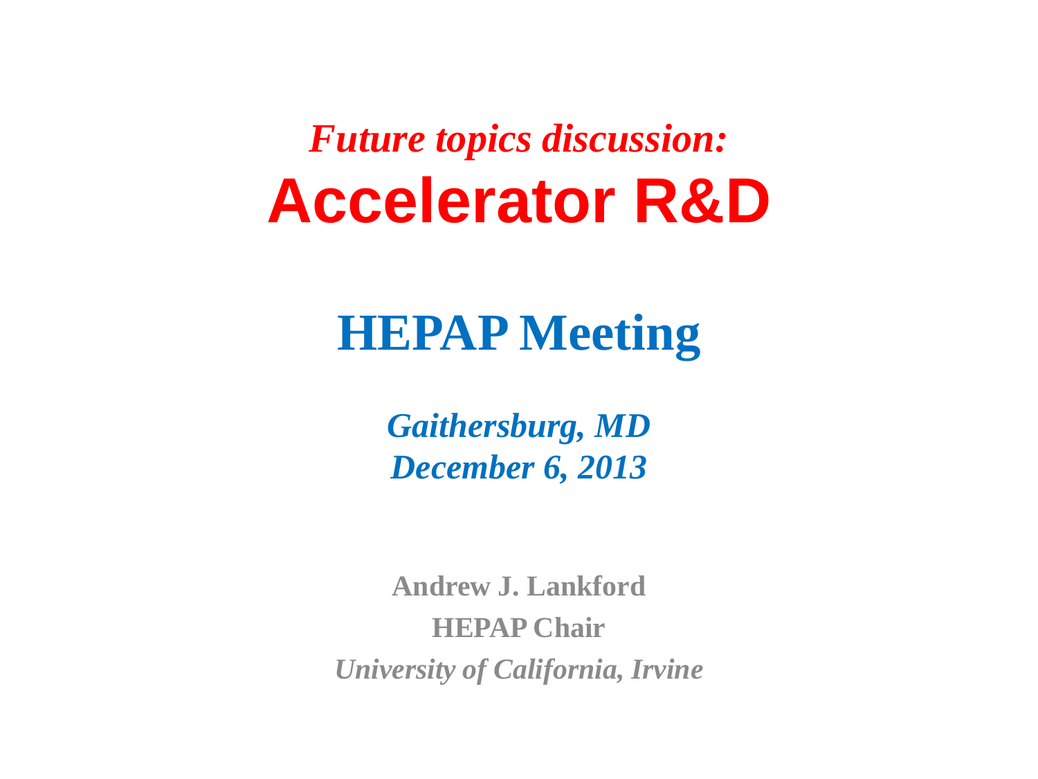*Future topics discussion:*

# Accelerator R&D

## HEPAP Meeting

*Gaithersburg, MD*
*December 6, 2013*

**Andrew J. Lankford**

**HEPAP Chair**

*University of California, Irvine*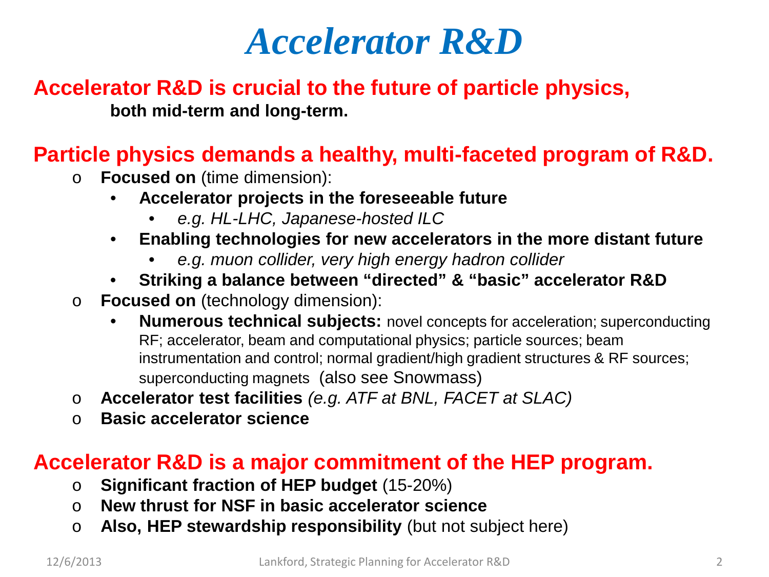# *Accelerator R&D*

## Accelerator R&D is crucial to the future of particle physics,

**both mid-term and long-term.**

## Particle physics demands a healthy, multi-faceted program of R&D.

- **Focused on** (time dimension):
  - **Accelerator projects in the foreseeable future**
    - *e.g. HL-LHC, Japanese-hosted ILC*
  - **Enabling technologies for new accelerators in the more distant future**
    - *e.g. muon collider, very high energy hadron collider*
  - **Striking a balance between "directed" & "basic" accelerator R&D**
- **Focused on** (technology dimension):
  - **Numerous technical subjects:** novel concepts for acceleration; superconducting RF; accelerator, beam and computational physics; particle sources; beam instrumentation and control; normal gradient/high gradient structures & RF sources; superconducting magnets (also see Snowmass)
- **Accelerator test facilities** *(e.g. ATF at BNL, FACET at SLAC)*
- **Basic accelerator science**

## Accelerator R&D is a major commitment of the HEP program.

- **Significant fraction of HEP budget** (15-20%)
- **New thrust for NSF in basic accelerator science**
- **Also, HEP stewardship responsibility** (but not subject here)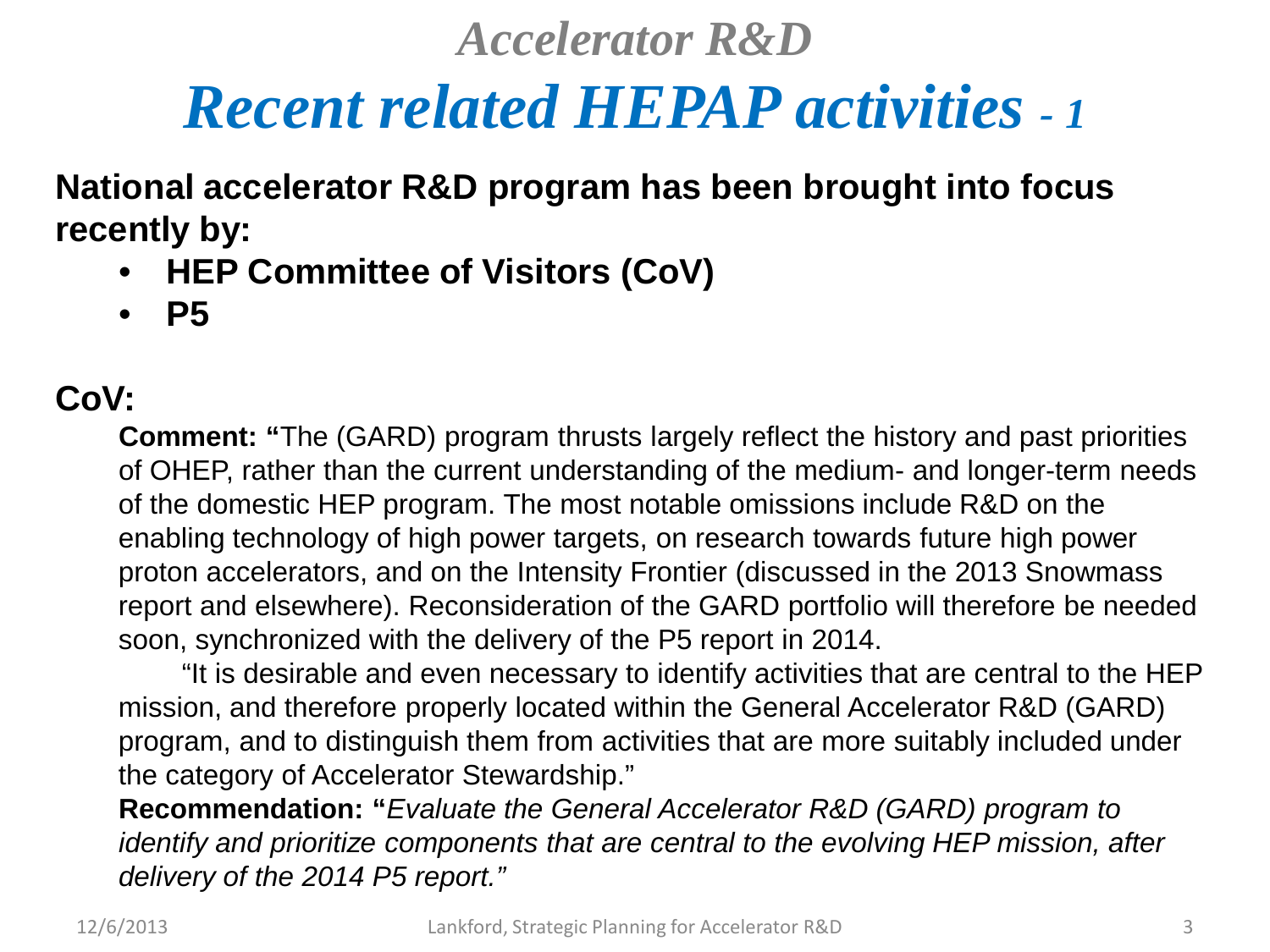# *Accelerator R&D*

# *Recent related HEPAP activities - 1*

**National accelerator R&D program has been brought into focus recently by:**

- **HEP Committee of Visitors (CoV)**
- **P5**

**CoV:**

**Comment: "**The (GARD) program thrusts largely reflect the history and past priorities of OHEP, rather than the current understanding of the medium- and longer-term needs of the domestic HEP program. The most notable omissions include R&D on the enabling technology of high power targets, on research towards future high power proton accelerators, and on the Intensity Frontier (discussed in the 2013 Snowmass report and elsewhere). Reconsideration of the GARD portfolio will therefore be needed soon, synchronized with the delivery of the P5 report in 2014.

"It is desirable and even necessary to identify activities that are central to the HEP mission, and therefore properly located within the General Accelerator R&D (GARD) program, and to distinguish them from activities that are more suitably included under the category of Accelerator Stewardship."

**Recommendation: "***Evaluate the General Accelerator R&D (GARD) program to identify and prioritize components that are central to the evolving HEP mission, after delivery of the 2014 P5 report."*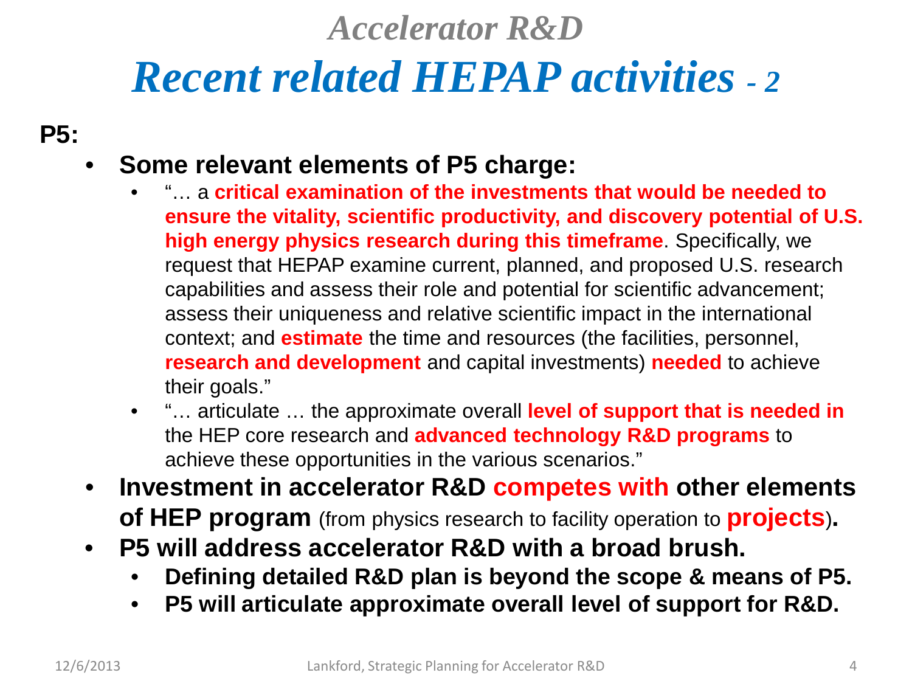# Accelerator R&D

## Recent related HEPAP activities - 2

**P5:**

- **Some relevant elements of P5 charge:**
  - "… a **critical examination of the investments that would be needed to ensure the vitality, scientific productivity, and discovery potential of U.S. high energy physics research during this timeframe**. Specifically, we request that HEPAP examine current, planned, and proposed U.S. research capabilities and assess their role and potential for scientific advancement; assess their uniqueness and relative scientific impact in the international context; and **estimate** the time and resources (the facilities, personnel, **research and development** and capital investments) **needed** to achieve their goals."
  - "… articulate … the approximate overall **level of support that is needed in** the HEP core research and **advanced technology R&D programs** to achieve these opportunities in the various scenarios."
- **Investment in accelerator R&D competes with other elements of HEP program** (from physics research to facility operation to **projects**)**.**
- **P5 will address accelerator R&D with a broad brush.**
  - **Defining detailed R&D plan is beyond the scope & means of P5.**
  - **P5 will articulate approximate overall level of support for R&D.**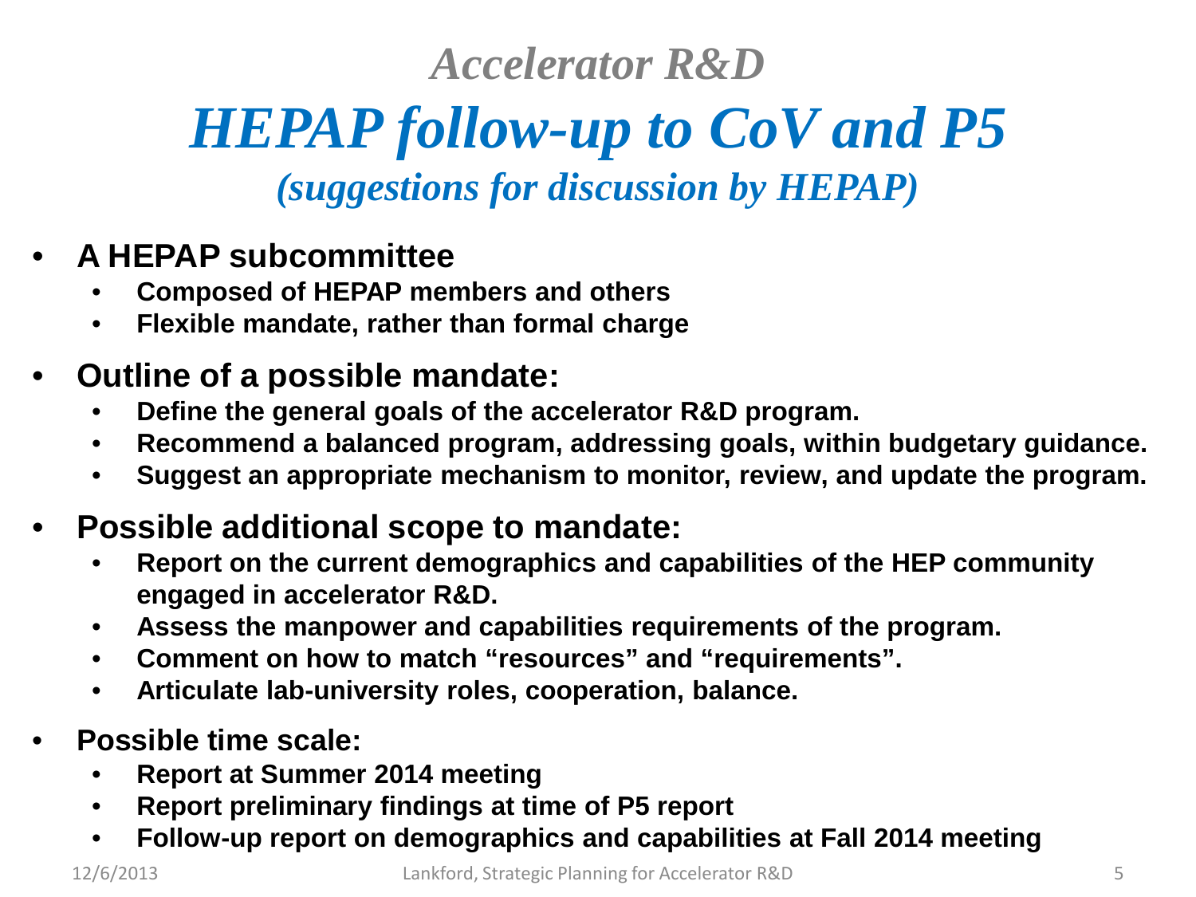## *Accelerator R&D*

# *HEPAP follow-up to CoV and P5*

### *(suggestions for discussion by HEPAP)*

- **A HEPAP subcommittee**
  - **Composed of HEPAP members and others**
  - **Flexible mandate, rather than formal charge**
- **Outline of a possible mandate:**
  - **Define the general goals of the accelerator R&D program.**
  - **Recommend a balanced program, addressing goals, within budgetary guidance.**
  - **Suggest an appropriate mechanism to monitor, review, and update the program.**
- **Possible additional scope to mandate:**
  - **Report on the current demographics and capabilities of the HEP community engaged in accelerator R&D.**
  - **Assess the manpower and capabilities requirements of the program.**
  - **Comment on how to match "resources" and "requirements".**
  - **Articulate lab-university roles, cooperation, balance.**
- **Possible time scale:**
  - **Report at Summer 2014 meeting**
  - **Report preliminary findings at time of P5 report**
  - **Follow-up report on demographics and capabilities at Fall 2014 meeting**